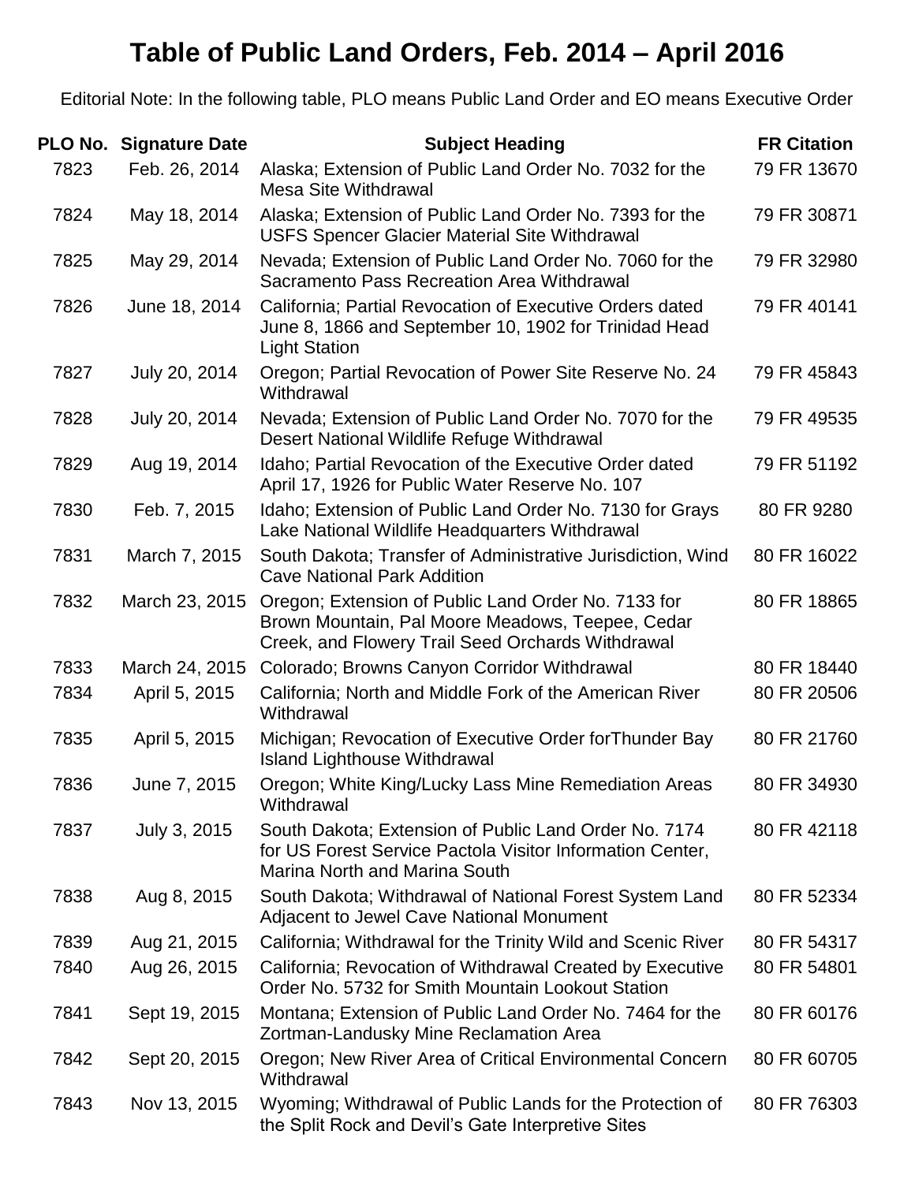# Table of Public Land Orders, Feb. 2014 – April 2016

Editorial Note: In the following table, PLO means Public Land Order and EO means Executive Order

| PLO No. | Signature Date | Subject Heading | FR Citation |
|---|---|---|---|
| 7823 | Feb. 26, 2014 | Alaska; Extension of Public Land Order No. 7032 for the Mesa Site Withdrawal | 79 FR 13670 |
| 7824 | May 18, 2014 | Alaska; Extension of Public Land Order No. 7393 for the USFS Spencer Glacier Material Site Withdrawal | 79 FR 30871 |
| 7825 | May 29, 2014 | Nevada; Extension of Public Land Order No. 7060 for the Sacramento Pass Recreation Area Withdrawal | 79 FR 32980 |
| 7826 | June 18, 2014 | California; Partial Revocation of Executive Orders dated June 8, 1866 and September 10, 1902 for Trinidad Head Light Station | 79 FR 40141 |
| 7827 | July 20, 2014 | Oregon; Partial Revocation of Power Site Reserve No. 24 Withdrawal | 79 FR 45843 |
| 7828 | July 20, 2014 | Nevada; Extension of Public Land Order No. 7070 for the Desert National Wildlife Refuge Withdrawal | 79 FR 49535 |
| 7829 | Aug 19, 2014 | Idaho; Partial Revocation of the Executive Order dated April 17, 1926 for Public Water Reserve No. 107 | 79 FR 51192 |
| 7830 | Feb. 7, 2015 | Idaho; Extension of Public Land Order No. 7130 for Grays Lake National Wildlife Headquarters Withdrawal | 80 FR 9280 |
| 7831 | March 7, 2015 | South Dakota; Transfer of Administrative Jurisdiction, Wind Cave National Park Addition | 80 FR 16022 |
| 7832 | March 23, 2015 | Oregon; Extension of Public Land Order No. 7133 for Brown Mountain, Pal Moore Meadows, Teepee, Cedar Creek, and Flowery Trail Seed Orchards Withdrawal | 80 FR 18865 |
| 7833 | March 24, 2015 | Colorado; Browns Canyon Corridor Withdrawal | 80 FR 18440 |
| 7834 | April 5, 2015 | California; North and Middle Fork of the American River Withdrawal | 80 FR 20506 |
| 7835 | April 5, 2015 | Michigan; Revocation of Executive Order forThunder Bay Island Lighthouse Withdrawal | 80 FR 21760 |
| 7836 | June 7, 2015 | Oregon; White King/Lucky Lass Mine Remediation Areas Withdrawal | 80 FR 34930 |
| 7837 | July 3, 2015 | South Dakota; Extension of Public Land Order No. 7174 for US Forest Service Pactola Visitor Information Center, Marina North and Marina South | 80 FR 42118 |
| 7838 | Aug 8, 2015 | South Dakota; Withdrawal of National Forest System Land Adjacent to Jewel Cave National Monument | 80 FR 52334 |
| 7839 | Aug 21, 2015 | California; Withdrawal for the Trinity Wild and Scenic River | 80 FR 54317 |
| 7840 | Aug 26, 2015 | California; Revocation of Withdrawal Created by Executive Order No. 5732 for Smith Mountain Lookout Station | 80 FR 54801 |
| 7841 | Sept 19, 2015 | Montana; Extension of Public Land Order No. 7464 for the Zortman-Landusky Mine Reclamation Area | 80 FR 60176 |
| 7842 | Sept 20, 2015 | Oregon; New River Area of Critical Environmental Concern Withdrawal | 80 FR 60705 |
| 7843 | Nov 13, 2015 | Wyoming; Withdrawal of Public Lands for the Protection of the Split Rock and Devil's Gate Interpretive Sites | 80 FR 76303 |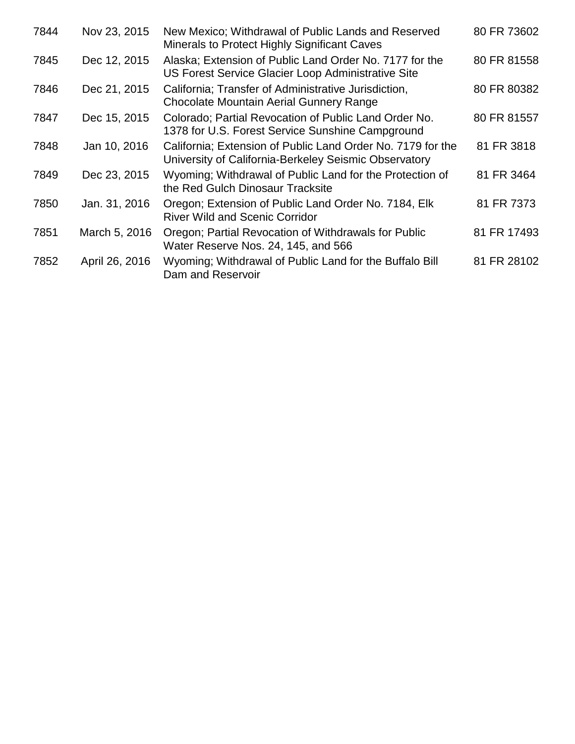| | | | |
|---|---|---|---|
| 7844 | Nov 23, 2015 | New Mexico; Withdrawal of Public Lands and Reserved Minerals to Protect Highly Significant Caves | 80 FR 73602 |
| 7845 | Dec 12, 2015 | Alaska; Extension of Public Land Order No. 7177 for the US Forest Service Glacier Loop Administrative Site | 80 FR 81558 |
| 7846 | Dec 21, 2015 | California; Transfer of Administrative Jurisdiction, Chocolate Mountain Aerial Gunnery Range | 80 FR 80382 |
| 7847 | Dec 15, 2015 | Colorado; Partial Revocation of Public Land Order No. 1378 for U.S. Forest Service Sunshine Campground | 80 FR 81557 |
| 7848 | Jan 10, 2016 | California; Extension of Public Land Order No. 7179 for the University of California-Berkeley Seismic Observatory | 81 FR 3818 |
| 7849 | Dec 23, 2015 | Wyoming; Withdrawal of Public Land for the Protection of the Red Gulch Dinosaur Tracksite | 81 FR 3464 |
| 7850 | Jan. 31, 2016 | Oregon; Extension of Public Land Order No. 7184, Elk River Wild and Scenic Corridor | 81 FR 7373 |
| 7851 | March 5, 2016 | Oregon; Partial Revocation of Withdrawals for Public Water Reserve Nos. 24, 145, and 566 | 81 FR 17493 |
| 7852 | April 26, 2016 | Wyoming; Withdrawal of Public Land for the Buffalo Bill Dam and Reservoir | 81 FR 28102 |